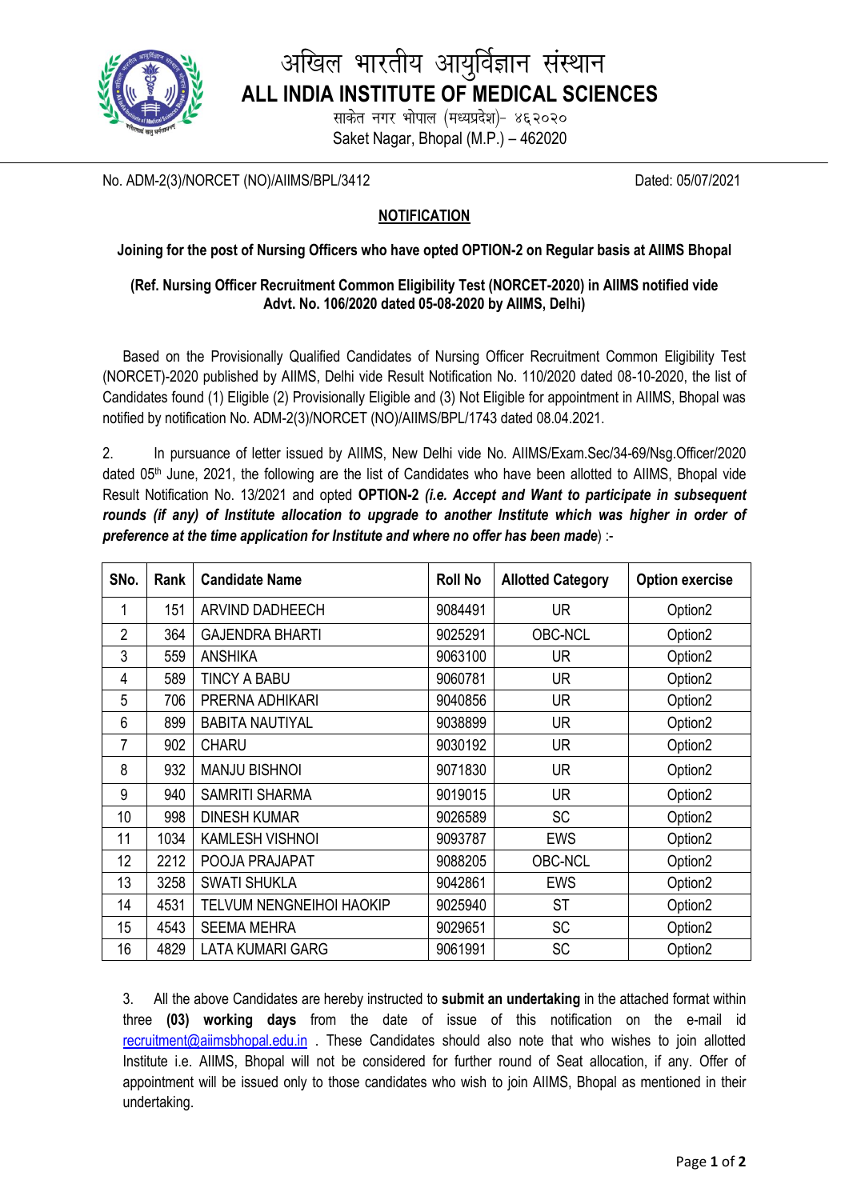# अखिल भारतीय आयुर्विज्ञान संस्थान

# ALL INDIA INSTITUTE OF MEDICAL SCIENCES

साकेत नगर भोपाल (मध्यप्रदेश)- ४६२०२०

Saket Nagar, Bhopal (M.P.) – 462020

No. ADM-2(3)/NORCET (NO)/AIIMS/BPL/3412 Dated: 05/07/2021

## NOTIFICATION

**Joining for the post of Nursing Officers who have opted OPTION-2 on Regular basis at AIIMS Bhopal**

**(Ref. Nursing Officer Recruitment Common Eligibility Test (NORCET-2020) in AIIMS notified vide Advt. No. 106/2020 dated 05-08-2020 by AIIMS, Delhi)**

Based on the Provisionally Qualified Candidates of Nursing Officer Recruitment Common Eligibility Test (NORCET)-2020 published by AIIMS, Delhi vide Result Notification No. 110/2020 dated 08-10-2020, the list of Candidates found (1) Eligible (2) Provisionally Eligible and (3) Not Eligible for appointment in AIIMS, Bhopal was notified by notification No. ADM-2(3)/NORCET (NO)/AIIMS/BPL/1743 dated 08.04.2021.

2. In pursuance of letter issued by AIIMS, New Delhi vide No. AIIMS/Exam.Sec/34-69/Nsg.Officer/2020 dated 05th June, 2021, the following are the list of Candidates who have been allotted to AIIMS, Bhopal vide Result Notification No. 13/2021 and opted **OPTION-2** ***(i.e. Accept and Want to participate in subsequent rounds (if any) of Institute allocation to upgrade to another Institute which was higher in order of preference at the time application for Institute and where no offer has been made***) :-

| SNo. | Rank | Candidate Name | Roll No | Allotted Category | Option exercise |
|---|---|---|---|---|---|
| 1 | 151 | ARVIND DADHEECH | 9084491 | UR | Option2 |
| 2 | 364 | GAJENDRA BHARTI | 9025291 | OBC-NCL | Option2 |
| 3 | 559 | ANSHIKA | 9063100 | UR | Option2 |
| 4 | 589 | TINCY A BABU | 9060781 | UR | Option2 |
| 5 | 706 | PRERNA ADHIKARI | 9040856 | UR | Option2 |
| 6 | 899 | BABITA NAUTIYAL | 9038899 | UR | Option2 |
| 7 | 902 | CHARU | 9030192 | UR | Option2 |
| 8 | 932 | MANJU BISHNOI | 9071830 | UR | Option2 |
| 9 | 940 | SAMRITI SHARMA | 9019015 | UR | Option2 |
| 10 | 998 | DINESH KUMAR | 9026589 | SC | Option2 |
| 11 | 1034 | KAMLESH VISHNOI | 9093787 | EWS | Option2 |
| 12 | 2212 | POOJA PRAJAPAT | 9088205 | OBC-NCL | Option2 |
| 13 | 3258 | SWATI SHUKLA | 9042861 | EWS | Option2 |
| 14 | 4531 | TELVUM NENGNEIHOI HAOKIP | 9025940 | ST | Option2 |
| 15 | 4543 | SEEMA MEHRA | 9029651 | SC | Option2 |
| 16 | 4829 | LATA KUMARI GARG | 9061991 | SC | Option2 |

3. All the above Candidates are hereby instructed to **submit an undertaking** in the attached format within three **(03) working days** from the date of issue of this notification on the e-mail id recruitment@aiimsbhopal.edu.in . These Candidates should also note that who wishes to join allotted Institute i.e. AIIMS, Bhopal will not be considered for further round of Seat allocation, if any. Offer of appointment will be issued only to those candidates who wish to join AIIMS, Bhopal as mentioned in their undertaking.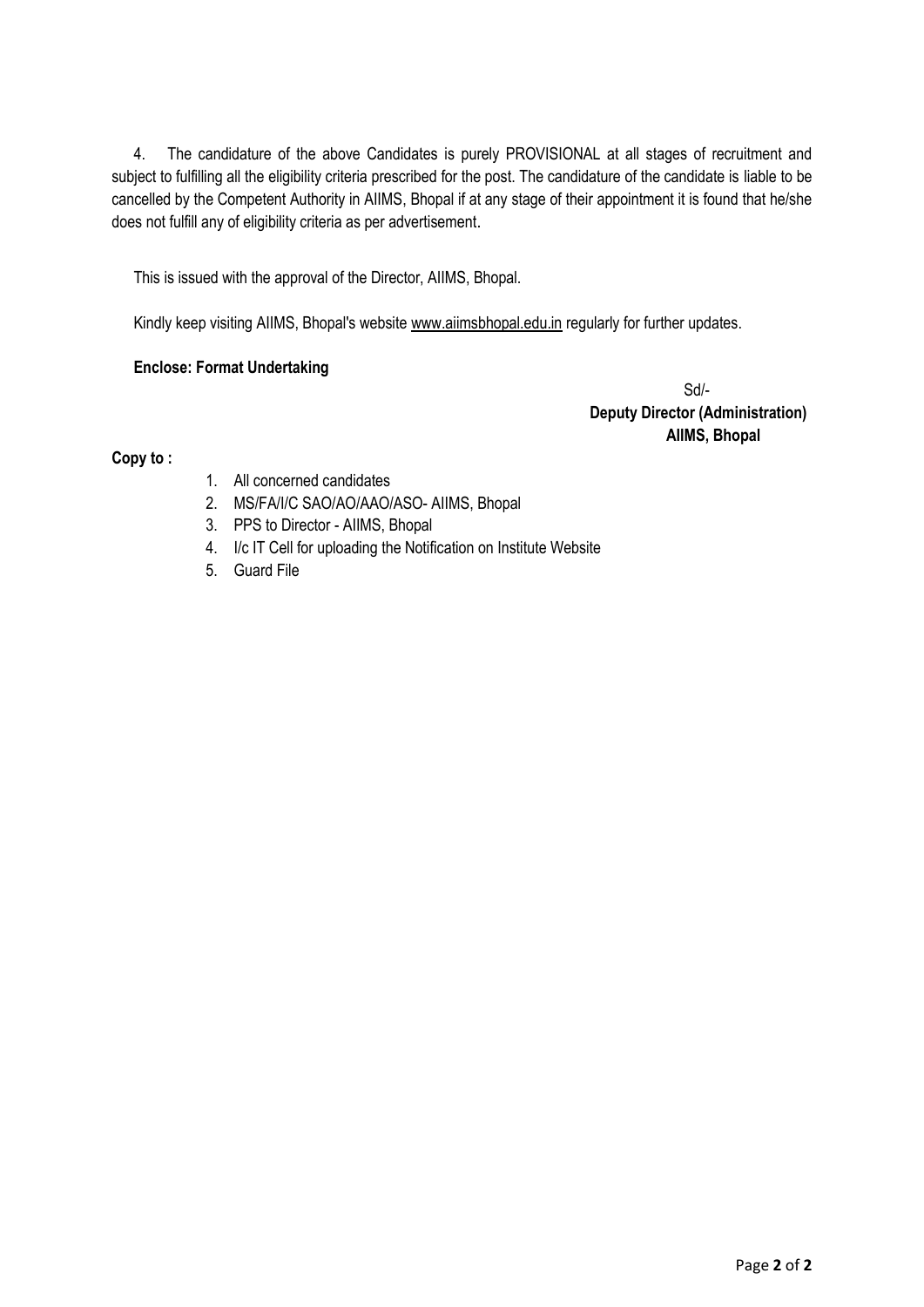4. The candidature of the above Candidates is purely PROVISIONAL at all stages of recruitment and subject to fulfilling all the eligibility criteria prescribed for the post. The candidature of the candidate is liable to be cancelled by the Competent Authority in AIIMS, Bhopal if at any stage of their appointment it is found that he/she does not fulfill any of eligibility criteria as per advertisement.

This is issued with the approval of the Director, AIIMS, Bhopal.

Kindly keep visiting AIIMS, Bhopal's website www.aiimsbhopal.edu.in regularly for further updates.

**Enclose: Format Undertaking**

Sd/-
**Deputy Director (Administration)**
**AIIMS, Bhopal**

**Copy to :**

1. All concerned candidates
2. MS/FA/I/C SAO/AO/AAO/ASO- AIIMS, Bhopal
3. PPS to Director - AIIMS, Bhopal
4. I/c IT Cell for uploading the Notification on Institute Website
5. Guard File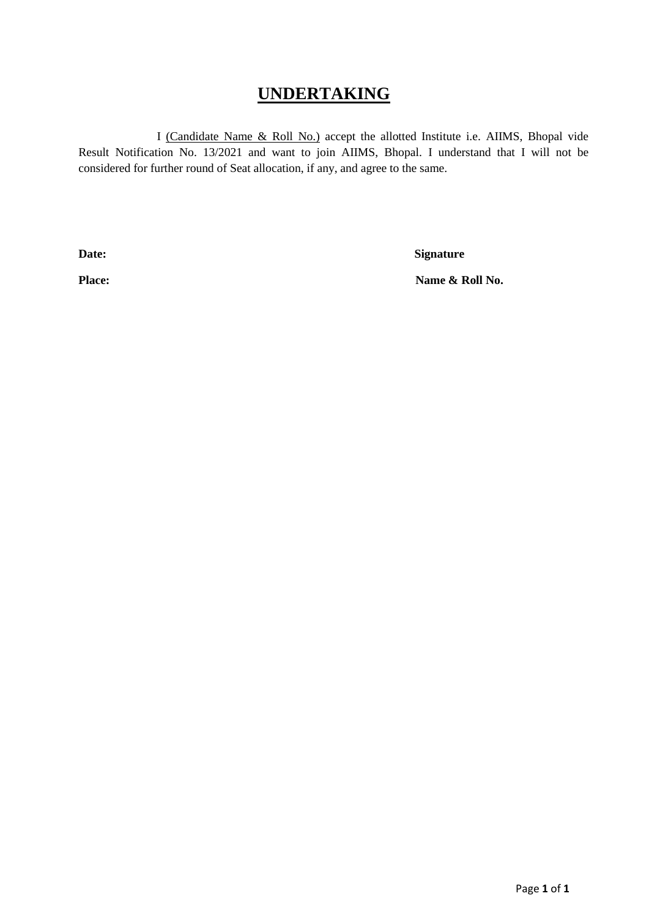# **UNDERTAKING**

I <u>(Candidate Name & Roll No.)</u> accept the allotted Institute i.e. AIIMS, Bhopal vide Result Notification No. 13/2021 and want to join AIIMS, Bhopal. I understand that I will not be considered for further round of Seat allocation, if any, and agree to the same.

**Date:** **Signature**

**Place:** **Name & Roll No.**